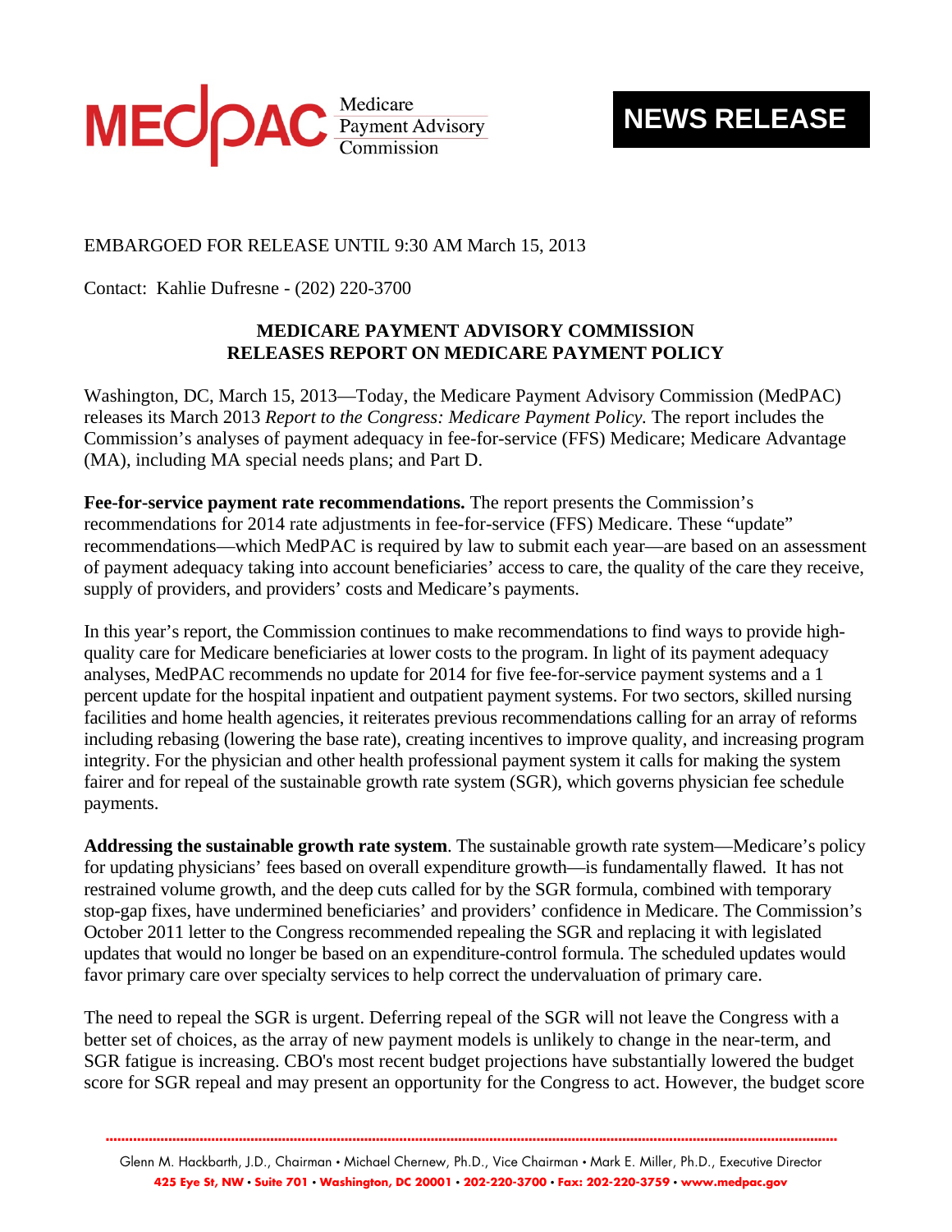MEDPAC Medicare Payment Advisory Commission

**NEWS RELEASE**

EMBARGOED FOR RELEASE UNTIL 9:30 AM March 15, 2013

Contact: Kahlie Dufresne - (202) 220-3700

## MEDICARE PAYMENT ADVISORY COMMISSION RELEASES REPORT ON MEDICARE PAYMENT POLICY

Washington, DC, March 15, 2013—Today, the Medicare Payment Advisory Commission (MedPAC) releases its March 2013 *Report to the Congress: Medicare Payment Policy.* The report includes the Commission's analyses of payment adequacy in fee-for-service (FFS) Medicare; Medicare Advantage (MA), including MA special needs plans; and Part D.

**Fee-for-service payment rate recommendations.** The report presents the Commission's recommendations for 2014 rate adjustments in fee-for-service (FFS) Medicare. These "update" recommendations—which MedPAC is required by law to submit each year—are based on an assessment of payment adequacy taking into account beneficiaries' access to care, the quality of the care they receive, supply of providers, and providers' costs and Medicare's payments.

In this year's report, the Commission continues to make recommendations to find ways to provide high-quality care for Medicare beneficiaries at lower costs to the program. In light of its payment adequacy analyses, MedPAC recommends no update for 2014 for five fee-for-service payment systems and a 1 percent update for the hospital inpatient and outpatient payment systems. For two sectors, skilled nursing facilities and home health agencies, it reiterates previous recommendations calling for an array of reforms including rebasing (lowering the base rate), creating incentives to improve quality, and increasing program integrity. For the physician and other health professional payment system it calls for making the system fairer and for repeal of the sustainable growth rate system (SGR), which governs physician fee schedule payments.

**Addressing the sustainable growth rate system**. The sustainable growth rate system—Medicare's policy for updating physicians' fees based on overall expenditure growth—is fundamentally flawed. It has not restrained volume growth, and the deep cuts called for by the SGR formula, combined with temporary stop-gap fixes, have undermined beneficiaries' and providers' confidence in Medicare. The Commission's October 2011 letter to the Congress recommended repealing the SGR and replacing it with legislated updates that would no longer be based on an expenditure-control formula. The scheduled updates would favor primary care over specialty services to help correct the undervaluation of primary care.

The need to repeal the SGR is urgent. Deferring repeal of the SGR will not leave the Congress with a better set of choices, as the array of new payment models is unlikely to change in the near-term, and SGR fatigue is increasing. CBO's most recent budget projections have substantially lowered the budget score for SGR repeal and may present an opportunity for the Congress to act. However, the budget score

Glenn M. Hackbarth, J.D., Chairman • Michael Chernew, Ph.D., Vice Chairman • Mark E. Miller, Ph.D., Executive Director
425 Eye St, NW • Suite 701 • Washington, DC 20001 • 202-220-3700 • Fax: 202-220-3759 • www.medpac.gov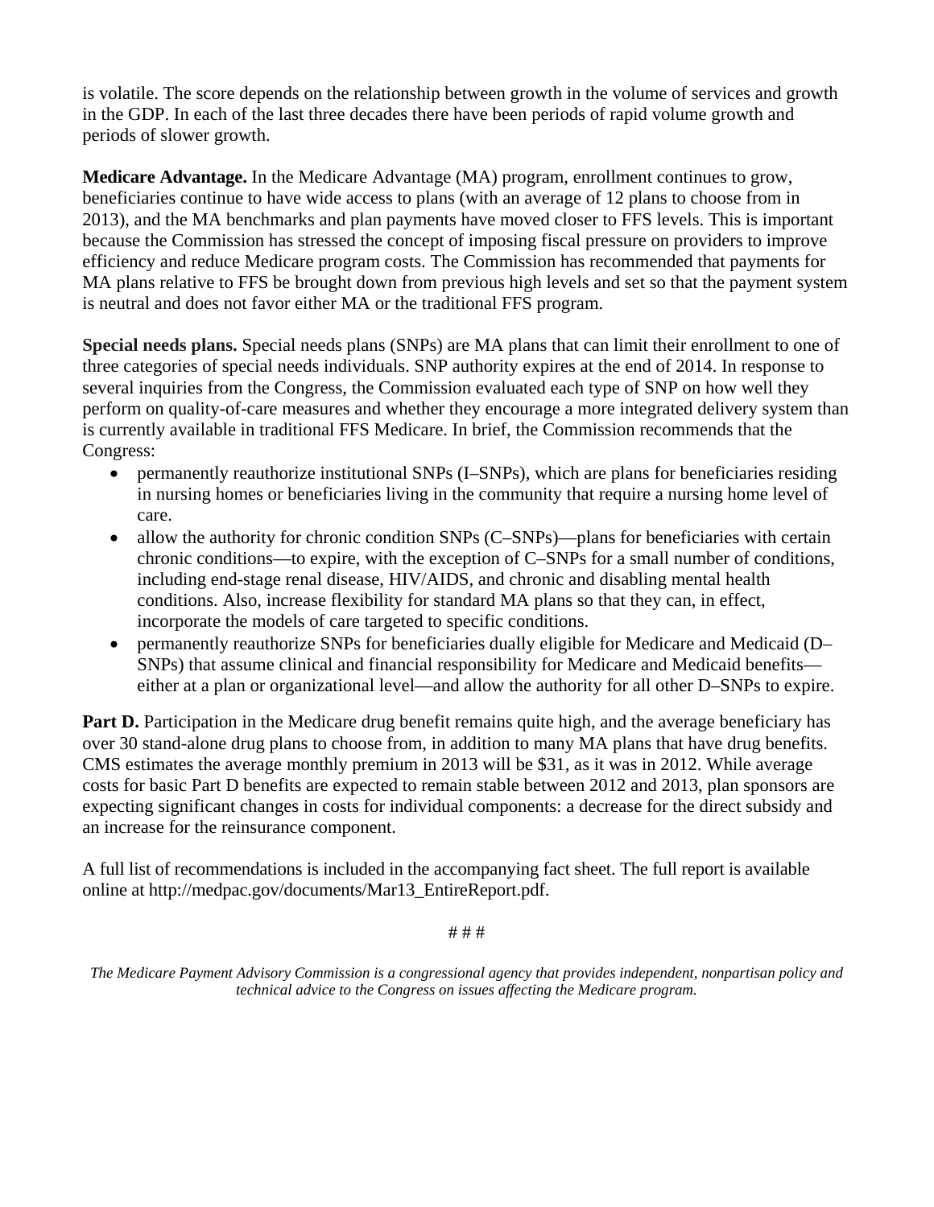is volatile. The score depends on the relationship between growth in the volume of services and growth in the GDP. In each of the last three decades there have been periods of rapid volume growth and periods of slower growth.

**Medicare Advantage.** In the Medicare Advantage (MA) program, enrollment continues to grow, beneficiaries continue to have wide access to plans (with an average of 12 plans to choose from in 2013), and the MA benchmarks and plan payments have moved closer to FFS levels. This is important because the Commission has stressed the concept of imposing fiscal pressure on providers to improve efficiency and reduce Medicare program costs. The Commission has recommended that payments for MA plans relative to FFS be brought down from previous high levels and set so that the payment system is neutral and does not favor either MA or the traditional FFS program.

**Special needs plans.** Special needs plans (SNPs) are MA plans that can limit their enrollment to one of three categories of special needs individuals. SNP authority expires at the end of 2014. In response to several inquiries from the Congress, the Commission evaluated each type of SNP on how well they perform on quality-of-care measures and whether they encourage a more integrated delivery system than is currently available in traditional FFS Medicare. In brief, the Commission recommends that the Congress:

- permanently reauthorize institutional SNPs (I–SNPs), which are plans for beneficiaries residing in nursing homes or beneficiaries living in the community that require a nursing home level of care.
- allow the authority for chronic condition SNPs (C–SNPs)—plans for beneficiaries with certain chronic conditions—to expire, with the exception of C–SNPs for a small number of conditions, including end-stage renal disease, HIV/AIDS, and chronic and disabling mental health conditions. Also, increase flexibility for standard MA plans so that they can, in effect, incorporate the models of care targeted to specific conditions.
- permanently reauthorize SNPs for beneficiaries dually eligible for Medicare and Medicaid (D–SNPs) that assume clinical and financial responsibility for Medicare and Medicaid benefits—either at a plan or organizational level—and allow the authority for all other D–SNPs to expire.

**Part D.** Participation in the Medicare drug benefit remains quite high, and the average beneficiary has over 30 stand-alone drug plans to choose from, in addition to many MA plans that have drug benefits. CMS estimates the average monthly premium in 2013 will be $31, as it was in 2012. While average costs for basic Part D benefits are expected to remain stable between 2012 and 2013, plan sponsors are expecting significant changes in costs for individual components: a decrease for the direct subsidy and an increase for the reinsurance component.

A full list of recommendations is included in the accompanying fact sheet. The full report is available online at http://medpac.gov/documents/Mar13_EntireReport.pdf.

# # #

*The Medicare Payment Advisory Commission is a congressional agency that provides independent, nonpartisan policy and technical advice to the Congress on issues affecting the Medicare program.*